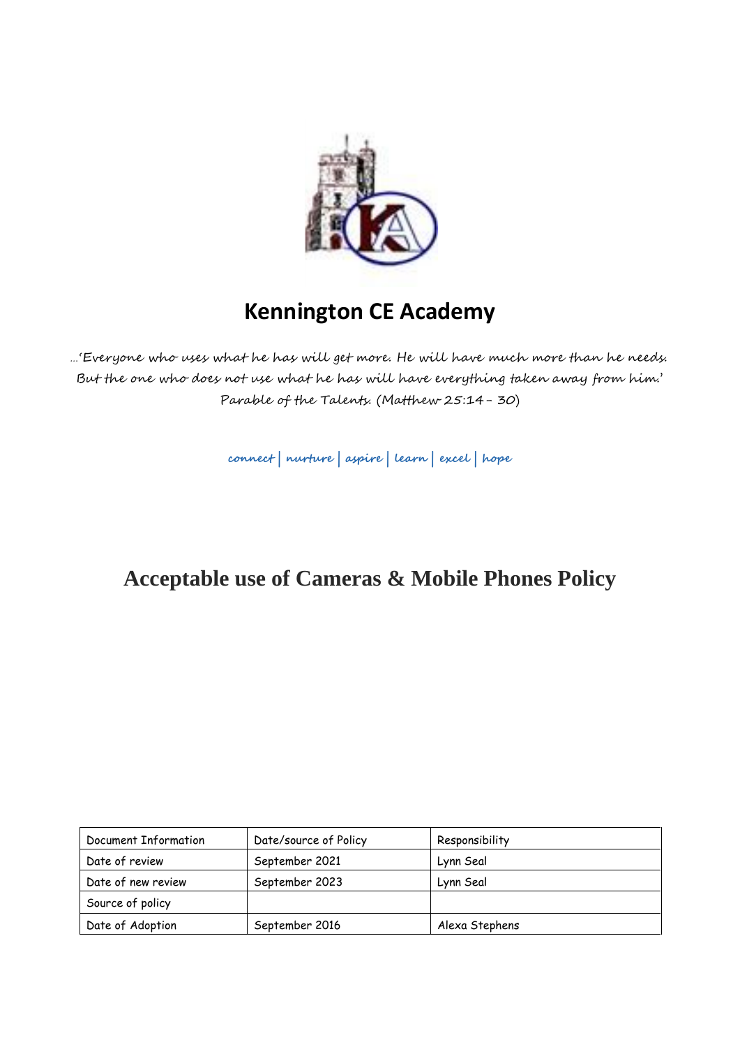# Kennington CE Academy

…'Everyone who uses what he has will get more. He will have much more than he needs. But the one who does not use what he has will have everything taken away from him.' Parable of the Talents. (Matthew 25:14 – 30)

**connect | nurture | aspire | learn | excel | hope**

## Acceptable use of Cameras & Mobile Phones Policy

| Document Information | Date/source of Policy | Responsibility |
|---|---|---|
| Date of review | September 2021 | Lynn Seal |
| Date of new review | September 2023 | Lynn Seal |
| Source of policy | | |
| Date of Adoption | September 2016 | Alexa Stephens |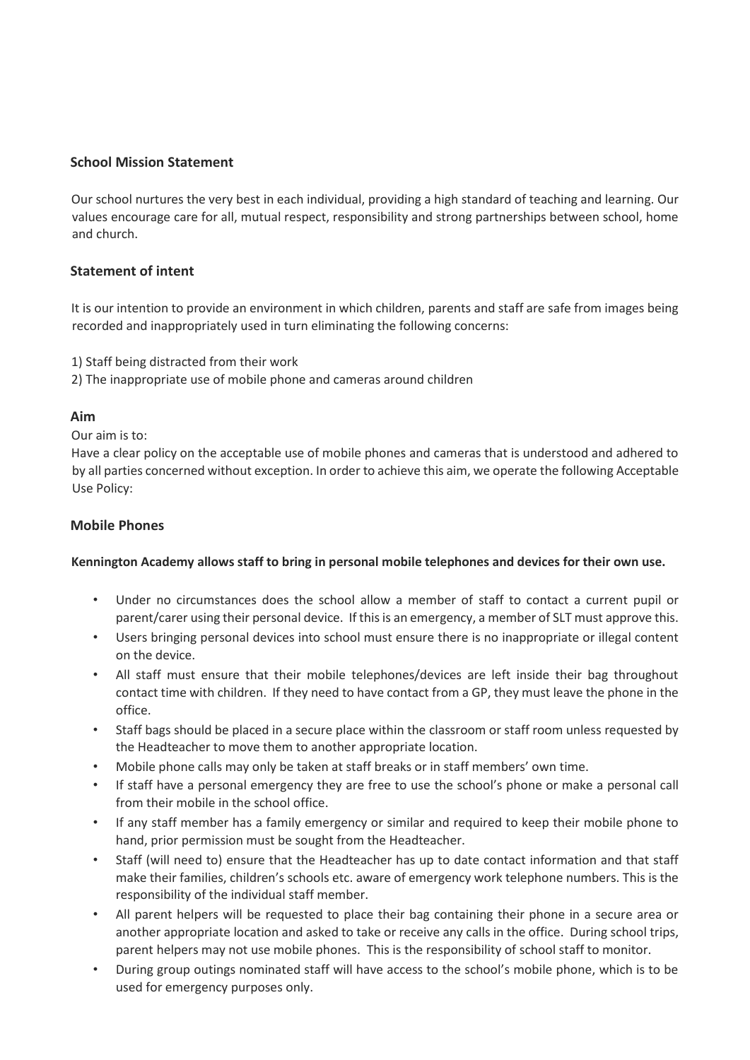## School Mission Statement

Our school nurtures the very best in each individual, providing a high standard of teaching and learning. Our values encourage care for all, mutual respect, responsibility and strong partnerships between school, home and church.

## Statement of intent

It is our intention to provide an environment in which children, parents and staff are safe from images being recorded and inappropriately used in turn eliminating the following concerns:

1) Staff being distracted from their work
2) The inappropriate use of mobile phone and cameras around children

## Aim

Our aim is to:

Have a clear policy on the acceptable use of mobile phones and cameras that is understood and adhered to by all parties concerned without exception. In order to achieve this aim, we operate the following Acceptable Use Policy:

## Mobile Phones

**Kennington Academy allows staff to bring in personal mobile telephones and devices for their own use.**

- Under no circumstances does the school allow a member of staff to contact a current pupil or parent/carer using their personal device. If this is an emergency, a member of SLT must approve this.
- Users bringing personal devices into school must ensure there is no inappropriate or illegal content on the device.
- All staff must ensure that their mobile telephones/devices are left inside their bag throughout contact time with children. If they need to have contact from a GP, they must leave the phone in the office.
- Staff bags should be placed in a secure place within the classroom or staff room unless requested by the Headteacher to move them to another appropriate location.
- Mobile phone calls may only be taken at staff breaks or in staff members' own time.
- If staff have a personal emergency they are free to use the school's phone or make a personal call from their mobile in the school office.
- If any staff member has a family emergency or similar and required to keep their mobile phone to hand, prior permission must be sought from the Headteacher.
- Staff (will need to) ensure that the Headteacher has up to date contact information and that staff make their families, children's schools etc. aware of emergency work telephone numbers. This is the responsibility of the individual staff member.
- All parent helpers will be requested to place their bag containing their phone in a secure area or another appropriate location and asked to take or receive any calls in the office. During school trips, parent helpers may not use mobile phones. This is the responsibility of school staff to monitor.
- During group outings nominated staff will have access to the school's mobile phone, which is to be used for emergency purposes only.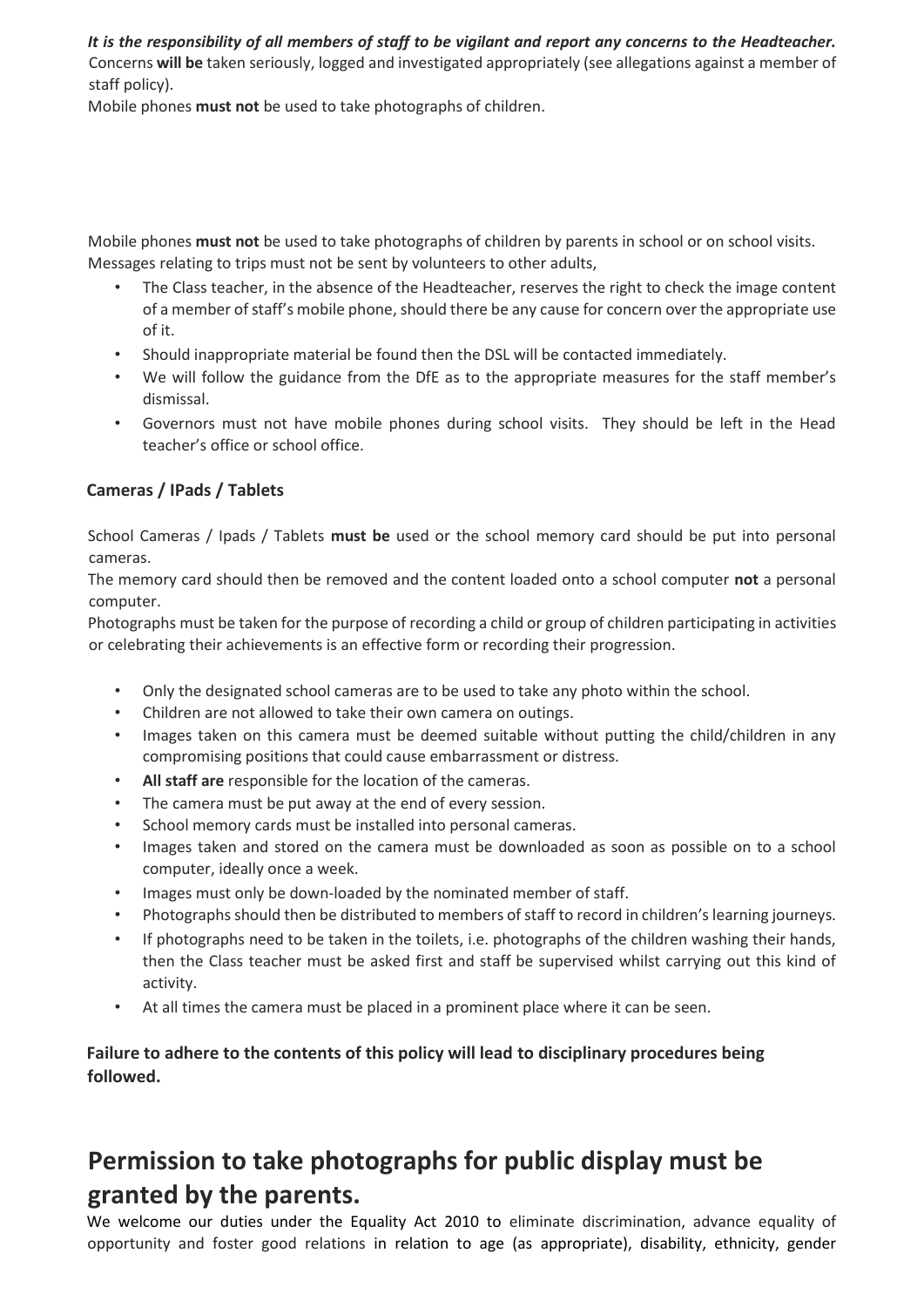***It is the responsibility of all members of staff to be vigilant and report any concerns to the Headteacher.*** Concerns **will be** taken seriously, logged and investigated appropriately (see allegations against a member of staff policy).

Mobile phones **must not** be used to take photographs of children.

Mobile phones **must not** be used to take photographs of children by parents in school or on school visits. Messages relating to trips must not be sent by volunteers to other adults,

- The Class teacher, in the absence of the Headteacher, reserves the right to check the image content of a member of staff's mobile phone, should there be any cause for concern over the appropriate use of it.
- Should inappropriate material be found then the DSL will be contacted immediately.
- We will follow the guidance from the DfE as to the appropriate measures for the staff member's dismissal.
- Governors must not have mobile phones during school visits. They should be left in the Head teacher's office or school office.

**Cameras / IPads / Tablets**

School Cameras / Ipads / Tablets **must be** used or the school memory card should be put into personal cameras.

The memory card should then be removed and the content loaded onto a school computer **not** a personal computer.

Photographs must be taken for the purpose of recording a child or group of children participating in activities or celebrating their achievements is an effective form or recording their progression.

- Only the designated school cameras are to be used to take any photo within the school.
- Children are not allowed to take their own camera on outings.
- Images taken on this camera must be deemed suitable without putting the child/children in any compromising positions that could cause embarrassment or distress.
- **All staff are** responsible for the location of the cameras.
- The camera must be put away at the end of every session.
- School memory cards must be installed into personal cameras.
- Images taken and stored on the camera must be downloaded as soon as possible on to a school computer, ideally once a week.
- Images must only be down-loaded by the nominated member of staff.
- Photographs should then be distributed to members of staff to record in children's learning journeys.
- If photographs need to be taken in the toilets, i.e. photographs of the children washing their hands, then the Class teacher must be asked first and staff be supervised whilst carrying out this kind of activity.
- At all times the camera must be placed in a prominent place where it can be seen.

**Failure to adhere to the contents of this policy will lead to disciplinary procedures being followed.**

## Permission to take photographs for public display must be granted by the parents.

We welcome our duties under the Equality Act 2010 to eliminate discrimination, advance equality of opportunity and foster good relations in relation to age (as appropriate), disability, ethnicity, gender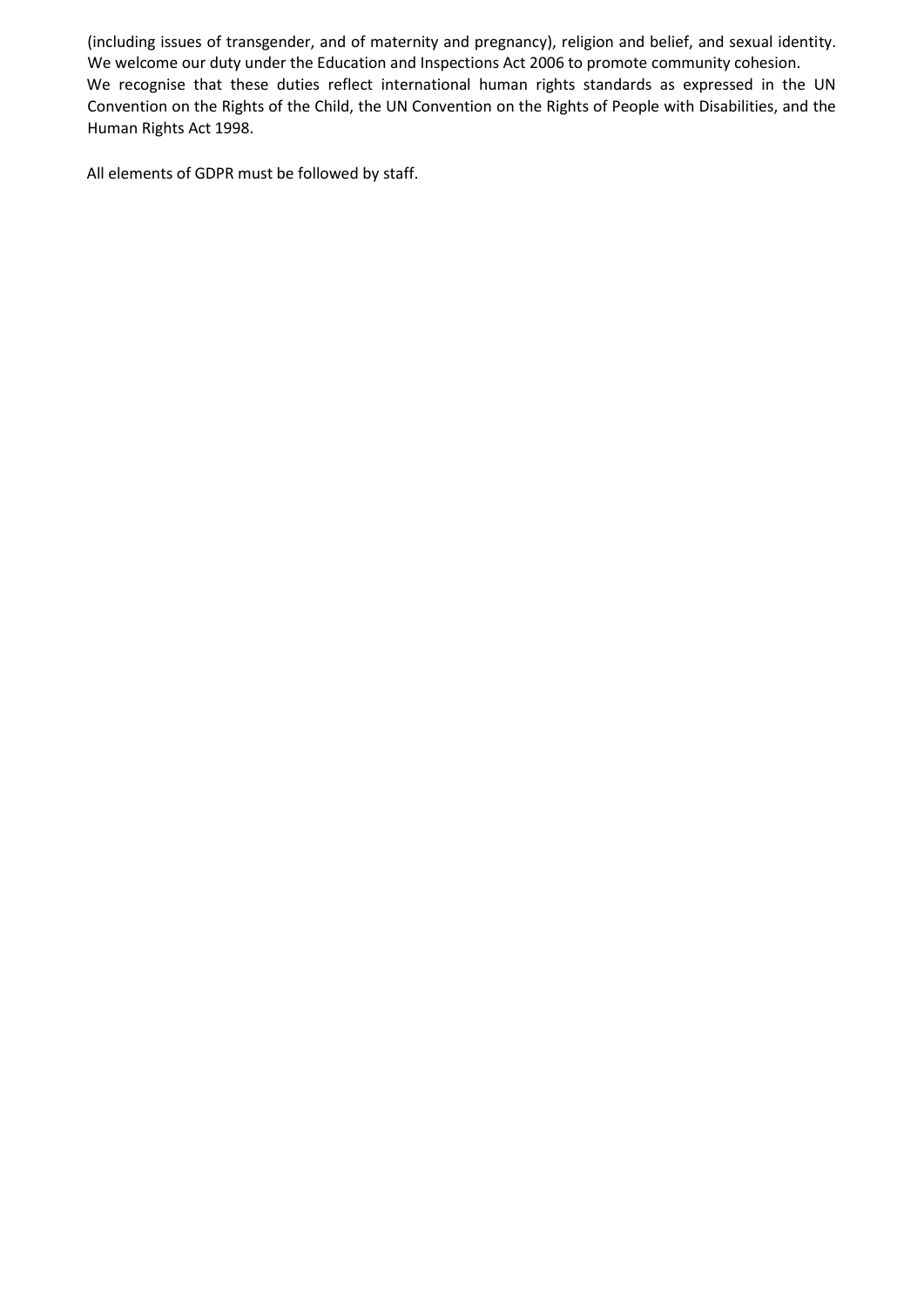(including issues of transgender, and of maternity and pregnancy), religion and belief, and sexual identity. We welcome our duty under the Education and Inspections Act 2006 to promote community cohesion.
We recognise that these duties reflect international human rights standards as expressed in the UN Convention on the Rights of the Child, the UN Convention on the Rights of People with Disabilities, and the Human Rights Act 1998.

All elements of GDPR must be followed by staff.